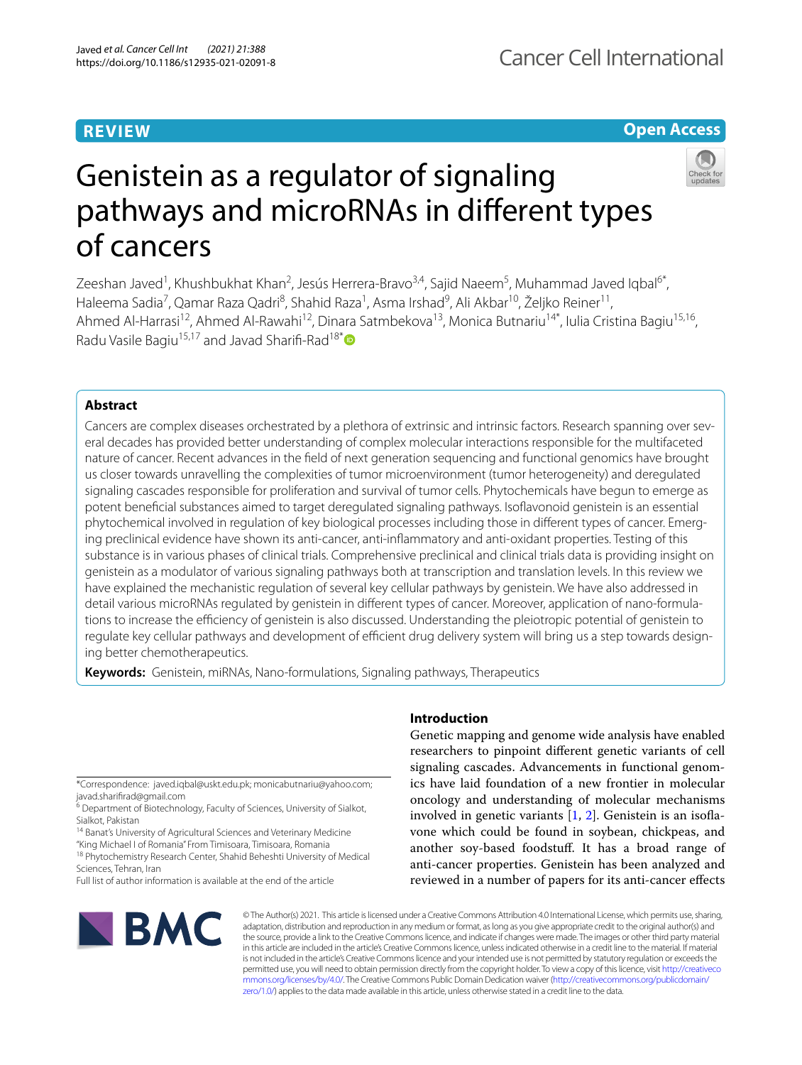REVIEW

Open Access

# Genistein as a regulator of signaling pathways and microRNAs in different types of cancers

Zeeshan Javed[1], Khushbukhat Khan[2], Jesús Herrera-Bravo[3,4], Sajid Naeem[5], Muhammad Javed Iqbal[6*], Haleema Sadia[7], Qamar Raza Qadri[8], Shahid Raza[1], Asma Irshad[9], Ali Akbar[10], Željko Reiner[11], Ahmed Al-Harrasi[12], Ahmed Al-Rawahi[12], Dinara Satmbekova[13], Monica Butnariu[14*], Iulia Cristina Bagiu[15,16], Radu Vasile Bagiu[15,17] and Javad Sharifi-Rad[18*]

## Abstract

Cancers are complex diseases orchestrated by a plethora of extrinsic and intrinsic factors. Research spanning over several decades has provided better understanding of complex molecular interactions responsible for the multifaceted nature of cancer. Recent advances in the field of next generation sequencing and functional genomics have brought us closer towards unravelling the complexities of tumor microenvironment (tumor heterogeneity) and deregulated signaling cascades responsible for proliferation and survival of tumor cells. Phytochemicals have begun to emerge as potent beneficial substances aimed to target deregulated signaling pathways. Isoflavonoid genistein is an essential phytochemical involved in regulation of key biological processes including those in different types of cancer. Emerging preclinical evidence have shown its anti-cancer, anti-inflammatory and anti-oxidant properties. Testing of this substance is in various phases of clinical trials. Comprehensive preclinical and clinical trials data is providing insight on genistein as a modulator of various signaling pathways both at transcription and translation levels. In this review we have explained the mechanistic regulation of several key cellular pathways by genistein. We have also addressed in detail various microRNAs regulated by genistein in different types of cancer. Moreover, application of nano-formulations to increase the efficiency of genistein is also discussed. Understanding the pleiotropic potential of genistein to regulate key cellular pathways and development of efficient drug delivery system will bring us a step towards designing better chemotherapeutics.

**Keywords:** Genistein, miRNAs, Nano-formulations, Signaling pathways, Therapeutics

*Correspondence: javed.iqbal@uskt.edu.pk; monicabutnariu@yahoo.com; javad.sharifirad@gmail.com
[6] Department of Biotechnology, Faculty of Sciences, University of Sialkot, Sialkot, Pakistan
[14] Banat's University of Agricultural Sciences and Veterinary Medicine "King Michael I of Romania" From Timisoara, Timisoara, Romania
[18] Phytochemistry Research Center, Shahid Beheshti University of Medical Sciences, Tehran, Iran
Full list of author information is available at the end of the article

## Introduction

Genetic mapping and genome wide analysis have enabled researchers to pinpoint different genetic variants of cell signaling cascades. Advancements in functional genomics have laid foundation of a new frontier in molecular oncology and understanding of molecular mechanisms involved in genetic variants [1, 2]. Genistein is an isoflavone which could be found in soybean, chickpeas, and another soy-based foodstuff. It has a broad range of anti-cancer properties. Genistein has been analyzed and reviewed in a number of papers for its anti-cancer effects

© The Author(s) 2021. This article is licensed under a Creative Commons Attribution 4.0 International License, which permits use, sharing, adaptation, distribution and reproduction in any medium or format, as long as you give appropriate credit to the original author(s) and the source, provide a link to the Creative Commons licence, and indicate if changes were made. The images or other third party material in this article are included in the article's Creative Commons licence, unless indicated otherwise in a credit line to the material. If material is not included in the article's Creative Commons licence and your intended use is not permitted by statutory regulation or exceeds the permitted use, you will need to obtain permission directly from the copyright holder. To view a copy of this licence, visit http://creativecommons.org/licenses/by/4.0/. The Creative Commons Public Domain Dedication waiver (http://creativecommons.org/publicdomain/zero/1.0/) applies to the data made available in this article, unless otherwise stated in a credit line to the data.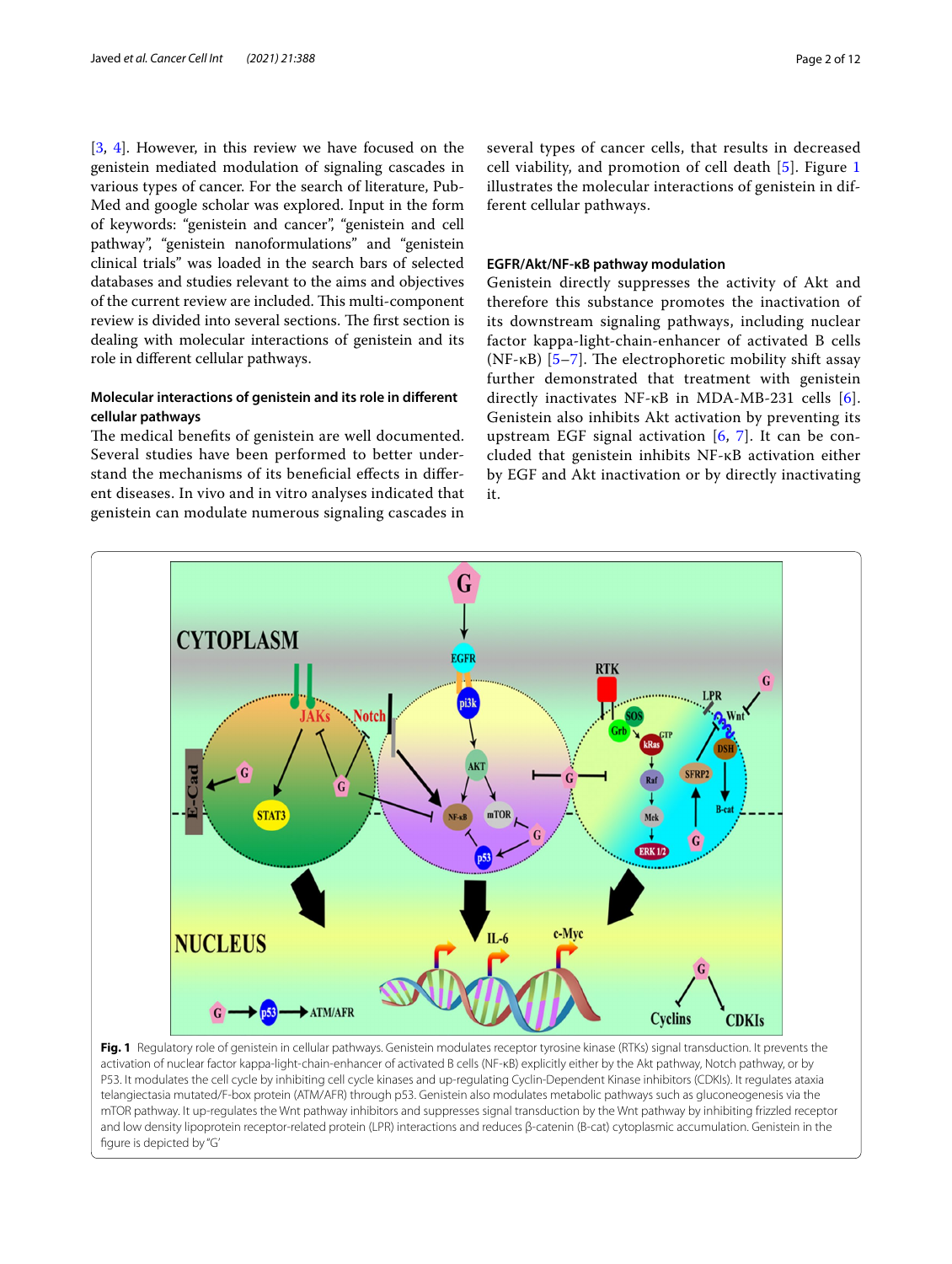[3, 4]. However, in this review we have focused on the genistein mediated modulation of signaling cascades in various types of cancer. For the search of literature, PubMed and google scholar was explored. Input in the form of keywords: "genistein and cancer", "genistein and cell pathway", "genistein nanoformulations" and "genistein clinical trials" was loaded in the search bars of selected databases and studies relevant to the aims and objectives of the current review are included. This multi-component review is divided into several sections. The first section is dealing with molecular interactions of genistein and its role in different cellular pathways.

### Molecular interactions of genistein and its role in different cellular pathways

The medical benefits of genistein are well documented. Several studies have been performed to better understand the mechanisms of its beneficial effects in different diseases. In vivo and in vitro analyses indicated that genistein can modulate numerous signaling cascades in several types of cancer cells, that results in decreased cell viability, and promotion of cell death [5]. Figure 1 illustrates the molecular interactions of genistein in different cellular pathways.

### EGFR/Akt/NF-κB pathway modulation

Genistein directly suppresses the activity of Akt and therefore this substance promotes the inactivation of its downstream signaling pathways, including nuclear factor kappa-light-chain-enhancer of activated B cells (NF-κB) [5–7]. The electrophoretic mobility shift assay further demonstrated that treatment with genistein directly inactivates NF-κB in MDA-MB-231 cells [6]. Genistein also inhibits Akt activation by preventing its upstream EGF signal activation [6, 7]. It can be concluded that genistein inhibits NF-κB activation either by EGF and Akt inactivation or by directly inactivating it.

**Fig. 1** Regulatory role of genistein in cellular pathways. Genistein modulates receptor tyrosine kinase (RTKs) signal transduction. It prevents the activation of nuclear factor kappa-light-chain-enhancer of activated B cells (NF-κB) explicitly either by the Akt pathway, Notch pathway, or by P53. It modulates the cell cycle by inhibiting cell cycle kinases and up-regulating Cyclin-Dependent Kinase inhibitors (CDKIs). It regulates ataxia telangiectasia mutated/F-box protein (ATM/AFR) through p53. Genistein also modulates metabolic pathways such as gluconeogenesis via the mTOR pathway. It up-regulates the Wnt pathway inhibitors and suppresses signal transduction by the Wnt pathway by inhibiting frizzled receptor and low density lipoprotein receptor-related protein (LPR) interactions and reduces β-catenin (B-cat) cytoplasmic accumulation. Genistein in the figure is depicted by "G"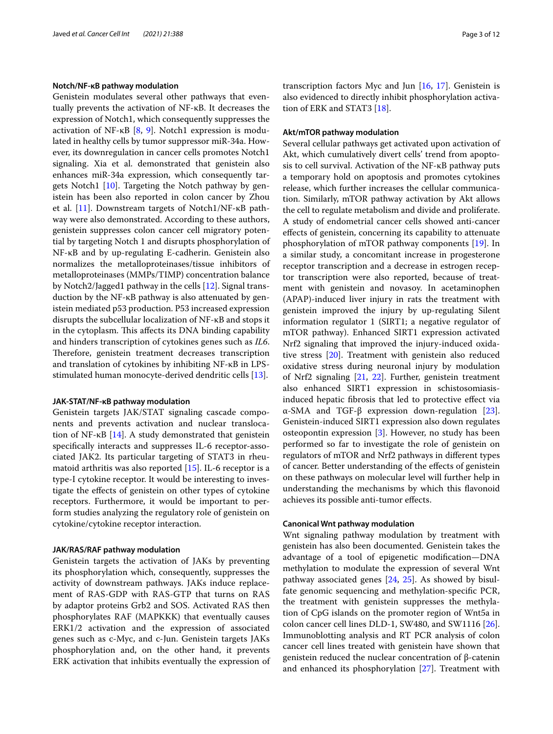### Notch/NF-κB pathway modulation

Genistein modulates several other pathways that eventually prevents the activation of NF-κB. It decreases the expression of Notch1, which consequently suppresses the activation of NF-κB [8, 9]. Notch1 expression is modulated in healthy cells by tumor suppressor miR-34a. However, its downregulation in cancer cells promotes Notch1 signaling. Xia et al. demonstrated that genistein also enhances miR-34a expression, which consequently targets Notch1 [10]. Targeting the Notch pathway by genistein has been also reported in colon cancer by Zhou et al. [11]. Downstream targets of Notch1/NF-κB pathway were also demonstrated. According to these authors, genistein suppresses colon cancer cell migratory potential by targeting Notch 1 and disrupts phosphorylation of NF-κB and by up-regulating E-cadherin. Genistein also normalizes the metalloproteinases/tissue inhibitors of metalloproteinases (MMPs/TIMP) concentration balance by Notch2/Jagged1 pathway in the cells [12]. Signal transduction by the NF-κB pathway is also attenuated by genistein mediated p53 production. P53 increased expression disrupts the subcellular localization of NF-κB and stops it in the cytoplasm. This affects its DNA binding capability and hinders transcription of cytokines genes such as *IL6*. Therefore, genistein treatment decreases transcription and translation of cytokines by inhibiting NF-κB in LPS-stimulated human monocyte-derived dendritic cells [13].

### JAK-STAT/NF-κB pathway modulation

Genistein targets JAK/STAT signaling cascade components and prevents activation and nuclear translocation of NF-κB [14]. A study demonstrated that genistein specifically interacts and suppresses IL-6 receptor-associated JAK2. Its particular targeting of STAT3 in rheumatoid arthritis was also reported [15]. IL-6 receptor is a type-I cytokine receptor. It would be interesting to investigate the effects of genistein on other types of cytokine receptors. Furthermore, it would be important to perform studies analyzing the regulatory role of genistein on cytokine/cytokine receptor interaction.

### JAK/RAS/RAF pathway modulation

Genistein targets the activation of JAKs by preventing its phosphorylation which, consequently, suppresses the activity of downstream pathways. JAKs induce replacement of RAS-GDP with RAS-GTP that turns on RAS by adaptor proteins Grb2 and SOS. Activated RAS then phosphorylates RAF (MAPKKK) that eventually causes ERK1/2 activation and the expression of associated genes such as c-Myc, and c-Jun. Genistein targets JAKs phosphorylation and, on the other hand, it prevents ERK activation that inhibits eventually the expression of transcription factors Myc and Jun [16, 17]. Genistein is also evidenced to directly inhibit phosphorylation activation of ERK and STAT3 [18].

### Akt/mTOR pathway modulation

Several cellular pathways get activated upon activation of Akt, which cumulatively divert cells' trend from apoptosis to cell survival. Activation of the NF-κB pathway puts a temporary hold on apoptosis and promotes cytokines release, which further increases the cellular communication. Similarly, mTOR pathway activation by Akt allows the cell to regulate metabolism and divide and proliferate. A study of endometrial cancer cells showed anti-cancer effects of genistein, concerning its capability to attenuate phosphorylation of mTOR pathway components [19]. In a similar study, a concomitant increase in progesterone receptor transcription and a decrease in estrogen receptor transcription were also reported, because of treatment with genistein and novasoy. In acetaminophen (APAP)-induced liver injury in rats the treatment with genistein improved the injury by up-regulating Silent information regulator 1 (SIRT1; a negative regulator of mTOR pathway). Enhanced SIRT1 expression activated Nrf2 signaling that improved the injury-induced oxidative stress [20]. Treatment with genistein also reduced oxidative stress during neuronal injury by modulation of Nrf2 signaling [21, 22]. Further, genistein treatment also enhanced SIRT1 expression in schistosomiasis-induced hepatic fibrosis that led to protective effect via α-SMA and TGF-β expression down-regulation [23]. Genistein-induced SIRT1 expression also down regulates osteopontin expression [3]. However, no study has been performed so far to investigate the role of genistein on regulators of mTOR and Nrf2 pathways in different types of cancer. Better understanding of the effects of genistein on these pathways on molecular level will further help in understanding the mechanisms by which this flavonoid achieves its possible anti-tumor effects.

### Canonical Wnt pathway modulation

Wnt signaling pathway modulation by treatment with genistein has also been documented. Genistein takes the advantage of a tool of epigenetic modification—DNA methylation to modulate the expression of several Wnt pathway associated genes [24, 25]. As showed by bisulfate genomic sequencing and methylation-specific PCR, the treatment with genistein suppresses the methylation of CpG islands on the promoter region of Wnt5a in colon cancer cell lines DLD-1, SW480, and SW1116 [26]. Immunoblotting analysis and RT PCR analysis of colon cancer cell lines treated with genistein have shown that genistein reduced the nuclear concentration of β-catenin and enhanced its phosphorylation [27]. Treatment with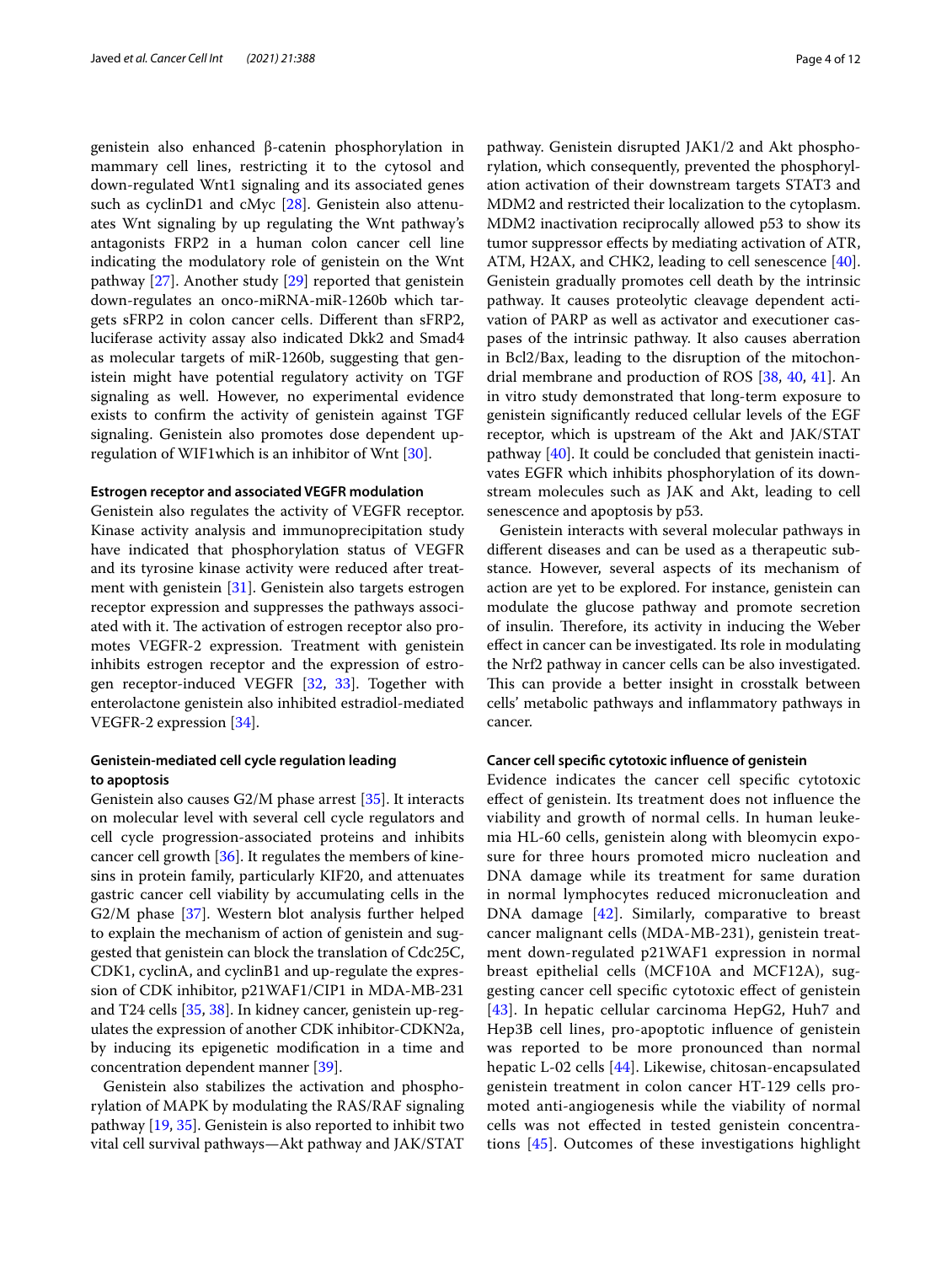genistein also enhanced β-catenin phosphorylation in mammary cell lines, restricting it to the cytosol and down-regulated Wnt1 signaling and its associated genes such as cyclinD1 and cMyc [28]. Genistein also attenuates Wnt signaling by up regulating the Wnt pathway's antagonists FRP2 in a human colon cancer cell line indicating the modulatory role of genistein on the Wnt pathway [27]. Another study [29] reported that genistein down-regulates an onco-miRNA-miR-1260b which targets sFRP2 in colon cancer cells. Different than sFRP2, luciferase activity assay also indicated Dkk2 and Smad4 as molecular targets of miR-1260b, suggesting that genistein might have potential regulatory activity on TGF signaling as well. However, no experimental evidence exists to confirm the activity of genistein against TGF signaling. Genistein also promotes dose dependent up-regulation of WIF1which is an inhibitor of Wnt [30].

#### Estrogen receptor and associated VEGFR modulation

Genistein also regulates the activity of VEGFR receptor. Kinase activity analysis and immunoprecipitation study have indicated that phosphorylation status of VEGFR and its tyrosine kinase activity were reduced after treatment with genistein [31]. Genistein also targets estrogen receptor expression and suppresses the pathways associated with it. The activation of estrogen receptor also promotes VEGFR-2 expression. Treatment with genistein inhibits estrogen receptor and the expression of estrogen receptor-induced VEGFR [32, 33]. Together with enterolactone genistein also inhibited estradiol-mediated VEGFR-2 expression [34].

#### Genistein-mediated cell cycle regulation leading to apoptosis

Genistein also causes G2/M phase arrest [35]. It interacts on molecular level with several cell cycle regulators and cell cycle progression-associated proteins and inhibits cancer cell growth [36]. It regulates the members of kinesins in protein family, particularly KIF20, and attenuates gastric cancer cell viability by accumulating cells in the G2/M phase [37]. Western blot analysis further helped to explain the mechanism of action of genistein and suggested that genistein can block the translation of Cdc25C, CDK1, cyclinA, and cyclinB1 and up-regulate the expression of CDK inhibitor, p21WAF1/CIP1 in MDA-MB-231 and T24 cells [35, 38]. In kidney cancer, genistein up-regulates the expression of another CDK inhibitor-CDKN2a, by inducing its epigenetic modification in a time and concentration dependent manner [39].

Genistein also stabilizes the activation and phosphorylation of MAPK by modulating the RAS/RAF signaling pathway [19, 35]. Genistein is also reported to inhibit two vital cell survival pathways—Akt pathway and JAK/STAT pathway. Genistein disrupted JAK1/2 and Akt phosphorylation, which consequently, prevented the phosphorylation activation of their downstream targets STAT3 and MDM2 and restricted their localization to the cytoplasm. MDM2 inactivation reciprocally allowed p53 to show its tumor suppressor effects by mediating activation of ATR, ATM, H2AX, and CHK2, leading to cell senescence [40]. Genistein gradually promotes cell death by the intrinsic pathway. It causes proteolytic cleavage dependent activation of PARP as well as activator and executioner caspases of the intrinsic pathway. It also causes aberration in Bcl2/Bax, leading to the disruption of the mitochondrial membrane and production of ROS [38, 40, 41]. An in vitro study demonstrated that long-term exposure to genistein significantly reduced cellular levels of the EGF receptor, which is upstream of the Akt and JAK/STAT pathway [40]. It could be concluded that genistein inactivates EGFR which inhibits phosphorylation of its downstream molecules such as JAK and Akt, leading to cell senescence and apoptosis by p53.

Genistein interacts with several molecular pathways in different diseases and can be used as a therapeutic substance. However, several aspects of its mechanism of action are yet to be explored. For instance, genistein can modulate the glucose pathway and promote secretion of insulin. Therefore, its activity in inducing the Weber effect in cancer can be investigated. Its role in modulating the Nrf2 pathway in cancer cells can be also investigated. This can provide a better insight in crosstalk between cells' metabolic pathways and inflammatory pathways in cancer.

#### Cancer cell specific cytotoxic influence of genistein

Evidence indicates the cancer cell specific cytotoxic effect of genistein. Its treatment does not influence the viability and growth of normal cells. In human leukemia HL-60 cells, genistein along with bleomycin exposure for three hours promoted micro nucleation and DNA damage while its treatment for same duration in normal lymphocytes reduced micronucleation and DNA damage [42]. Similarly, comparative to breast cancer malignant cells (MDA-MB-231), genistein treatment down-regulated p21WAF1 expression in normal breast epithelial cells (MCF10A and MCF12A), suggesting cancer cell specific cytotoxic effect of genistein [43]. In hepatic cellular carcinoma HepG2, Huh7 and Hep3B cell lines, pro-apoptotic influence of genistein was reported to be more pronounced than normal hepatic L-02 cells [44]. Likewise, chitosan-encapsulated genistein treatment in colon cancer HT-129 cells promoted anti-angiogenesis while the viability of normal cells was not effected in tested genistein concentrations [45]. Outcomes of these investigations highlight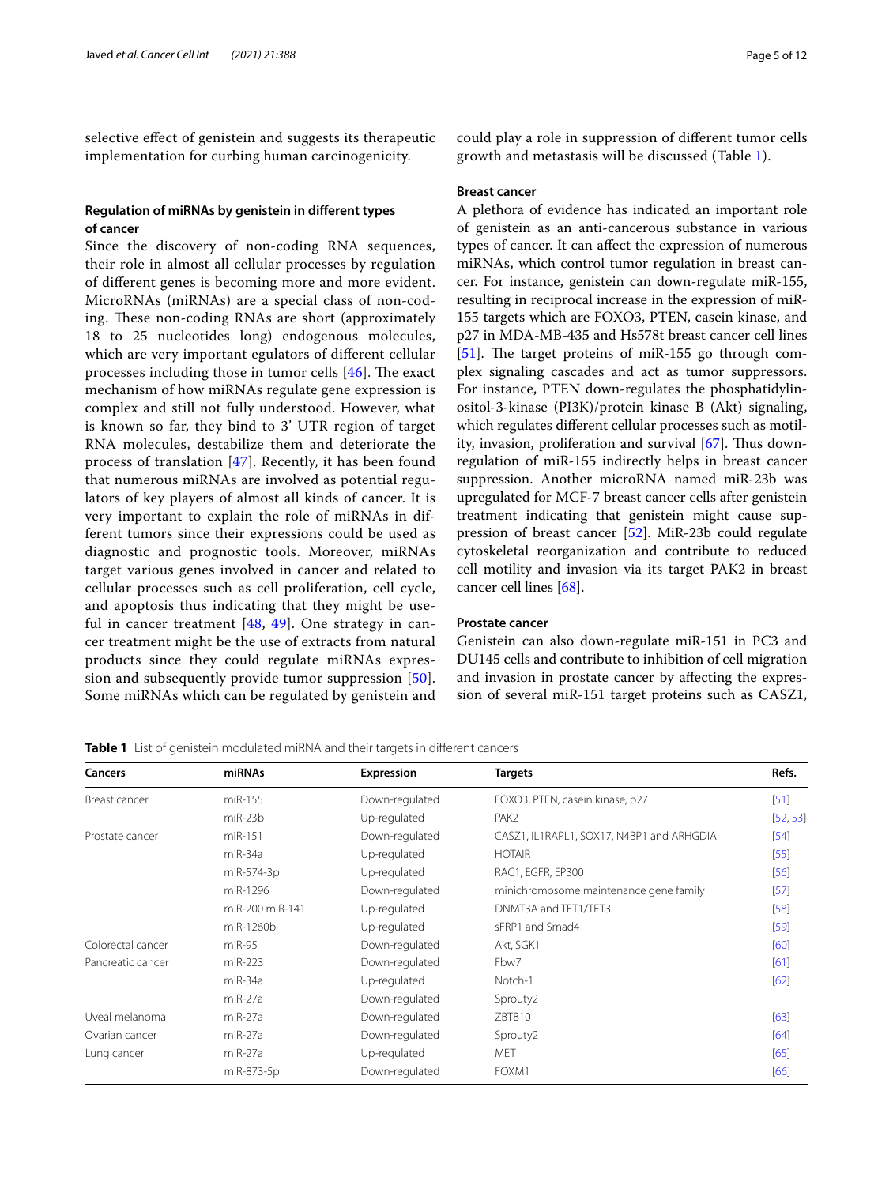selective effect of genistein and suggests its therapeutic implementation for curbing human carcinogenicity.

## Regulation of miRNAs by genistein in different types of cancer

Since the discovery of non-coding RNA sequences, their role in almost all cellular processes by regulation of different genes is becoming more and more evident. MicroRNAs (miRNAs) are a special class of non-coding. These non-coding RNAs are short (approximately 18 to 25 nucleotides long) endogenous molecules, which are very important egulators of different cellular processes including those in tumor cells [46]. The exact mechanism of how miRNAs regulate gene expression is complex and still not fully understood. However, what is known so far, they bind to 3' UTR region of target RNA molecules, destabilize them and deteriorate the process of translation [47]. Recently, it has been found that numerous miRNAs are involved as potential regulators of key players of almost all kinds of cancer. It is very important to explain the role of miRNAs in different tumors since their expressions could be used as diagnostic and prognostic tools. Moreover, miRNAs target various genes involved in cancer and related to cellular processes such as cell proliferation, cell cycle, and apoptosis thus indicating that they might be useful in cancer treatment [48, 49]. One strategy in cancer treatment might be the use of extracts from natural products since they could regulate miRNAs expression and subsequently provide tumor suppression [50]. Some miRNAs which can be regulated by genistein and could play a role in suppression of different tumor cells growth and metastasis will be discussed (Table 1).

### Breast cancer

A plethora of evidence has indicated an important role of genistein as an anti-cancerous substance in various types of cancer. It can affect the expression of numerous miRNAs, which control tumor regulation in breast cancer. For instance, genistein can down-regulate miR-155, resulting in reciprocal increase in the expression of miR-155 targets which are FOXO3, PTEN, casein kinase, and p27 in MDA-MB-435 and Hs578t breast cancer cell lines [51]. The target proteins of miR-155 go through complex signaling cascades and act as tumor suppressors. For instance, PTEN down-regulates the phosphatidylinositol-3-kinase (PI3K)/protein kinase B (Akt) signaling, which regulates different cellular processes such as motility, invasion, proliferation and survival [67]. Thus down-regulation of miR-155 indirectly helps in breast cancer suppression. Another microRNA named miR-23b was upregulated for MCF-7 breast cancer cells after genistein treatment indicating that genistein might cause suppression of breast cancer [52]. MiR-23b could regulate cytoskeletal reorganization and contribute to reduced cell motility and invasion via its target PAK2 in breast cancer cell lines [68].

### Prostate cancer

Genistein can also down-regulate miR-151 in PC3 and DU145 cells and contribute to inhibition of cell migration and invasion in prostate cancer by affecting the expression of several miR-151 target proteins such as CASZ1,

**Table 1** List of genistein modulated miRNA and their targets in different cancers

| Cancers | miRNAs | Expression | Targets | Refs. |
|---|---|---|---|---|
| Breast cancer | miR-155 | Down-regulated | FOXO3, PTEN, casein kinase, p27 | [51] |
| | miR-23b | Up-regulated | PAK2 | [52, 53] |
| Prostate cancer | miR-151 | Down-regulated | CASZ1, IL1RAPL1, SOX17, N4BP1 and ARHGDIA | [54] |
| | miR-34a | Up-regulated | HOTAIR | [55] |
| | miR-574-3p | Up-regulated | RAC1, EGFR, EP300 | [56] |
| | miR-1296 | Down-regulated | minichromosome maintenance gene family | [57] |
| | miR-200 miR-141 | Up-regulated | DNMT3A and TET1/TET3 | [58] |
| | miR-1260b | Up-regulated | sFRP1 and Smad4 | [59] |
| Colorectal cancer | miR-95 | Down-regulated | Akt, SGK1 | [60] |
| Pancreatic cancer | miR-223 | Down-regulated | Fbw7 | [61] |
| | miR-34a | Up-regulated | Notch-1 | [62] |
| | miR-27a | Down-regulated | Sprouty2 | |
| Uveal melanoma | miR-27a | Down-regulated | ZBTB10 | [63] |
| Ovarian cancer | miR-27a | Down-regulated | Sprouty2 | [64] |
| Lung cancer | miR-27a | Up-regulated | MET | [65] |
| | miR-873-5p | Down-regulated | FOXM1 | [66] |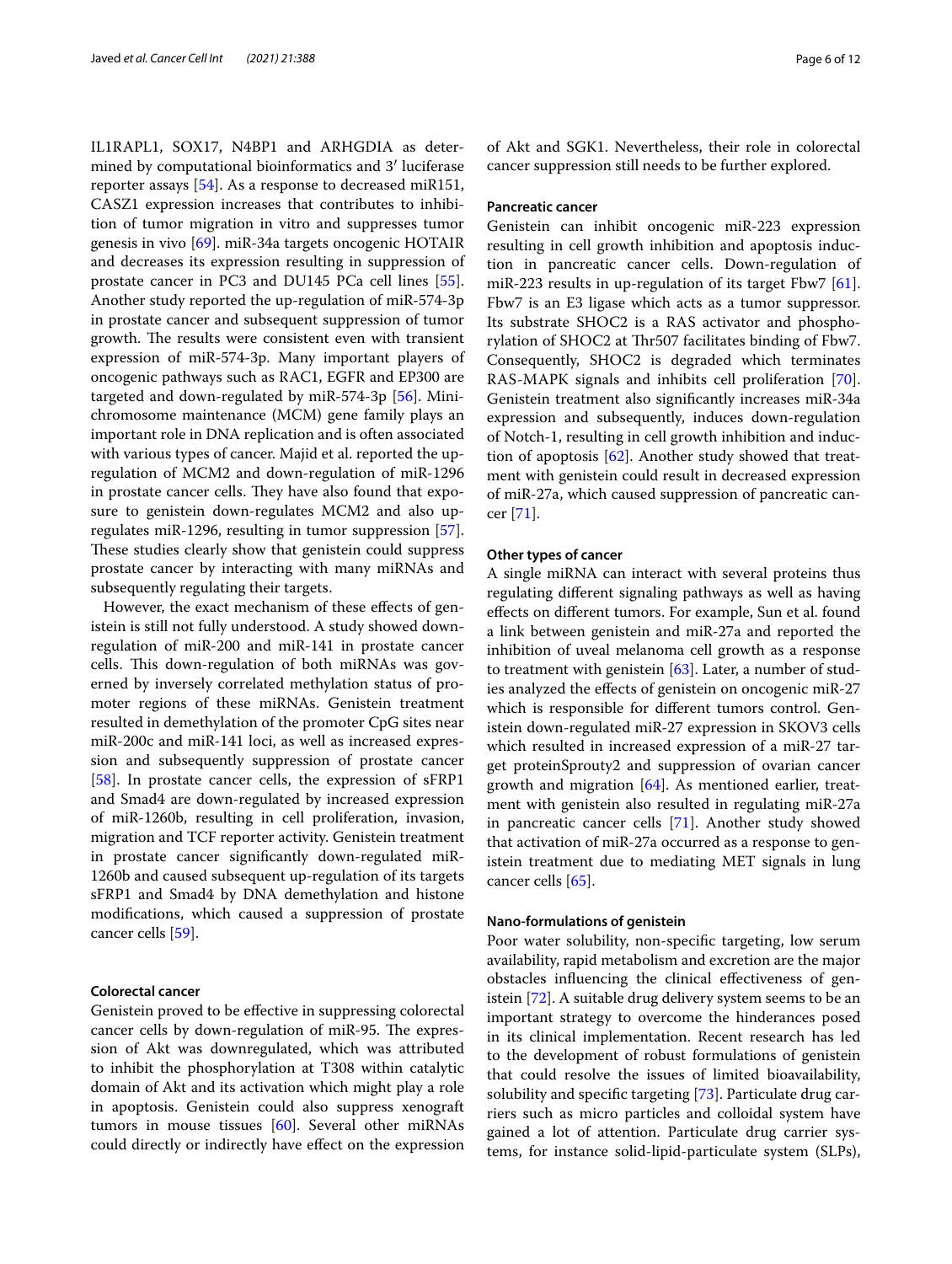IL1RAPL1, SOX17, N4BP1 and ARHGDIA as determined by computational bioinformatics and 3′ luciferase reporter assays [54]. As a response to decreased miR151, CASZ1 expression increases that contributes to inhibition of tumor migration in vitro and suppresses tumor genesis in vivo [69]. miR-34a targets oncogenic HOTAIR and decreases its expression resulting in suppression of prostate cancer in PC3 and DU145 PCa cell lines [55]. Another study reported the up-regulation of miR-574-3p in prostate cancer and subsequent suppression of tumor growth. The results were consistent even with transient expression of miR-574-3p. Many important players of oncogenic pathways such as RAC1, EGFR and EP300 are targeted and down-regulated by miR-574-3p [56]. Minichromosome maintenance (MCM) gene family plays an important role in DNA replication and is often associated with various types of cancer. Majid et al. reported the up-regulation of MCM2 and down-regulation of miR-1296 in prostate cancer cells. They have also found that exposure to genistein down-regulates MCM2 and also up-regulates miR-1296, resulting in tumor suppression [57]. These studies clearly show that genistein could suppress prostate cancer by interacting with many miRNAs and subsequently regulating their targets.

However, the exact mechanism of these effects of genistein is still not fully understood. A study showed down-regulation of miR-200 and miR-141 in prostate cancer cells. This down-regulation of both miRNAs was governed by inversely correlated methylation status of promoter regions of these miRNAs. Genistein treatment resulted in demethylation of the promoter CpG sites near miR-200c and miR-141 loci, as well as increased expression and subsequently suppression of prostate cancer [58]. In prostate cancer cells, the expression of sFRP1 and Smad4 are down-regulated by increased expression of miR-1260b, resulting in cell proliferation, invasion, migration and TCF reporter activity. Genistein treatment in prostate cancer significantly down-regulated miR-1260b and caused subsequent up-regulation of its targets sFRP1 and Smad4 by DNA demethylation and histone modifications, which caused a suppression of prostate cancer cells [59].

### Colorectal cancer

Genistein proved to be effective in suppressing colorectal cancer cells by down-regulation of miR-95. The expression of Akt was downregulated, which was attributed to inhibit the phosphorylation at T308 within catalytic domain of Akt and its activation which might play a role in apoptosis. Genistein could also suppress xenograft tumors in mouse tissues [60]. Several other miRNAs could directly or indirectly have effect on the expression of Akt and SGK1. Nevertheless, their role in colorectal cancer suppression still needs to be further explored.

### Pancreatic cancer

Genistein can inhibit oncogenic miR-223 expression resulting in cell growth inhibition and apoptosis induction in pancreatic cancer cells. Down-regulation of miR-223 results in up-regulation of its target Fbw7 [61]. Fbw7 is an E3 ligase which acts as a tumor suppressor. Its substrate SHOC2 is a RAS activator and phosphorylation of SHOC2 at Thr507 facilitates binding of Fbw7. Consequently, SHOC2 is degraded which terminates RAS-MAPK signals and inhibits cell proliferation [70]. Genistein treatment also significantly increases miR-34a expression and subsequently, induces down-regulation of Notch-1, resulting in cell growth inhibition and induction of apoptosis [62]. Another study showed that treatment with genistein could result in decreased expression of miR-27a, which caused suppression of pancreatic cancer [71].

### Other types of cancer

A single miRNA can interact with several proteins thus regulating different signaling pathways as well as having effects on different tumors. For example, Sun et al. found a link between genistein and miR-27a and reported the inhibition of uveal melanoma cell growth as a response to treatment with genistein [63]. Later, a number of studies analyzed the effects of genistein on oncogenic miR-27 which is responsible for different tumors control. Genistein down-regulated miR-27 expression in SKOV3 cells which resulted in increased expression of a miR-27 target proteinSprouty2 and suppression of ovarian cancer growth and migration [64]. As mentioned earlier, treatment with genistein also resulted in regulating miR-27a in pancreatic cancer cells [71]. Another study showed that activation of miR-27a occurred as a response to genistein treatment due to mediating MET signals in lung cancer cells [65].

### Nano-formulations of genistein

Poor water solubility, non-specific targeting, low serum availability, rapid metabolism and excretion are the major obstacles influencing the clinical effectiveness of genistein [72]. A suitable drug delivery system seems to be an important strategy to overcome the hinderances posed in its clinical implementation. Recent research has led to the development of robust formulations of genistein that could resolve the issues of limited bioavailability, solubility and specific targeting [73]. Particulate drug carriers such as micro particles and colloidal system have gained a lot of attention. Particulate drug carrier systems, for instance solid-lipid-particulate system (SLPs),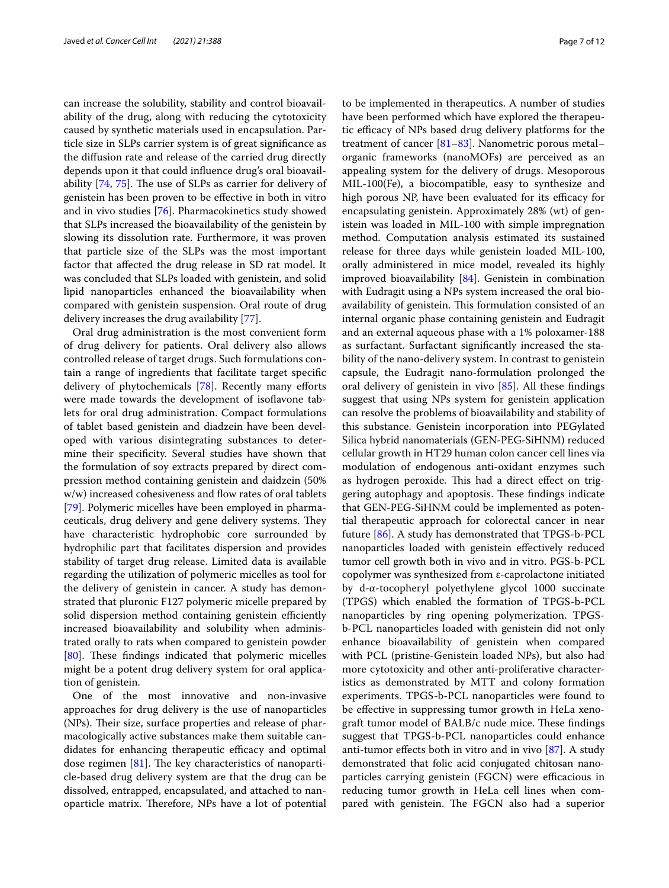can increase the solubility, stability and control bioavailability of the drug, along with reducing the cytotoxicity caused by synthetic materials used in encapsulation. Particle size in SLPs carrier system is of great significance as the diffusion rate and release of the carried drug directly depends upon it that could influence drug's oral bioavailability [74, 75]. The use of SLPs as carrier for delivery of genistein has been proven to be effective in both in vitro and in vivo studies [76]. Pharmacokinetics study showed that SLPs increased the bioavailability of the genistein by slowing its dissolution rate. Furthermore, it was proven that particle size of the SLPs was the most important factor that affected the drug release in SD rat model. It was concluded that SLPs loaded with genistein, and solid lipid nanoparticles enhanced the bioavailability when compared with genistein suspension. Oral route of drug delivery increases the drug availability [77].

Oral drug administration is the most convenient form of drug delivery for patients. Oral delivery also allows controlled release of target drugs. Such formulations contain a range of ingredients that facilitate target specific delivery of phytochemicals [78]. Recently many efforts were made towards the development of isoflavone tablets for oral drug administration. Compact formulations of tablet based genistein and diadzein have been developed with various disintegrating substances to determine their specificity. Several studies have shown that the formulation of soy extracts prepared by direct compression method containing genistein and daidzein (50% w/w) increased cohesiveness and flow rates of oral tablets [79]. Polymeric micelles have been employed in pharmaceuticals, drug delivery and gene delivery systems. They have characteristic hydrophobic core surrounded by hydrophilic part that facilitates dispersion and provides stability of target drug release. Limited data is available regarding the utilization of polymeric micelles as tool for the delivery of genistein in cancer. A study has demonstrated that pluronic F127 polymeric micelle prepared by solid dispersion method containing genistein efficiently increased bioavailability and solubility when administrated orally to rats when compared to genistein powder [80]. These findings indicated that polymeric micelles might be a potent drug delivery system for oral application of genistein.

One of the most innovative and non-invasive approaches for drug delivery is the use of nanoparticles (NPs). Their size, surface properties and release of pharmacologically active substances make them suitable candidates for enhancing therapeutic efficacy and optimal dose regimen [81]. The key characteristics of nanoparticle-based drug delivery system are that the drug can be dissolved, entrapped, encapsulated, and attached to nanoparticle matrix. Therefore, NPs have a lot of potential to be implemented in therapeutics. A number of studies have been performed which have explored the therapeutic efficacy of NPs based drug delivery platforms for the treatment of cancer [81–83]. Nanometric porous metal–organic frameworks (nanoMOFs) are perceived as an appealing system for the delivery of drugs. Mesoporous MIL-100(Fe), a biocompatible, easy to synthesize and high porous NP, have been evaluated for its efficacy for encapsulating genistein. Approximately 28% (wt) of genistein was loaded in MIL-100 with simple impregnation method. Computation analysis estimated its sustained release for three days while genistein loaded MIL-100, orally administered in mice model, revealed its highly improved bioavailability [84]. Genistein in combination with Eudragit using a NPs system increased the oral bioavailability of genistein. This formulation consisted of an internal organic phase containing genistein and Eudragit and an external aqueous phase with a 1% poloxamer-188 as surfactant. Surfactant significantly increased the stability of the nano-delivery system. In contrast to genistein capsule, the Eudragit nano-formulation prolonged the oral delivery of genistein in vivo [85]. All these findings suggest that using NPs system for genistein application can resolve the problems of bioavailability and stability of this substance. Genistein incorporation into PEGylated Silica hybrid nanomaterials (GEN-PEG-SiHNM) reduced cellular growth in HT29 human colon cancer cell lines via modulation of endogenous anti-oxidant enzymes such as hydrogen peroxide. This had a direct effect on triggering autophagy and apoptosis. These findings indicate that GEN-PEG-SiHNM could be implemented as potential therapeutic approach for colorectal cancer in near future [86]. A study has demonstrated that TPGS-b-PCL nanoparticles loaded with genistein effectively reduced tumor cell growth both in vivo and in vitro. PGS-b-PCL copolymer was synthesized from ε-caprolactone initiated by d-α-tocopheryl polyethylene glycol 1000 succinate (TPGS) which enabled the formation of TPGS-b-PCL nanoparticles by ring opening polymerization. TPGS-b-PCL nanoparticles loaded with genistein did not only enhance bioavailability of genistein when compared with PCL (pristine-Genistein loaded NPs), but also had more cytotoxicity and other anti-proliferative characteristics as demonstrated by MTT and colony formation experiments. TPGS-b-PCL nanoparticles were found to be effective in suppressing tumor growth in HeLa xenograft tumor model of BALB/c nude mice. These findings suggest that TPGS-b-PCL nanoparticles could enhance anti-tumor effects both in vitro and in vivo [87]. A study demonstrated that folic acid conjugated chitosan nanoparticles carrying genistein (FGCN) were efficacious in reducing tumor growth in HeLa cell lines when compared with genistein. The FGCN also had a superior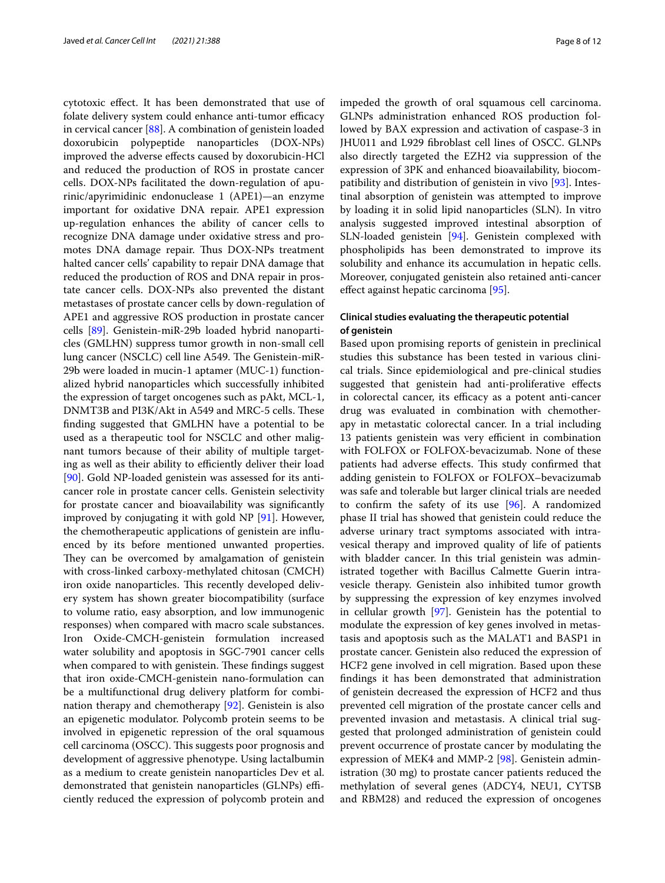cytotoxic effect. It has been demonstrated that use of folate delivery system could enhance anti-tumor efficacy in cervical cancer [88]. A combination of genistein loaded doxorubicin polypeptide nanoparticles (DOX-NPs) improved the adverse effects caused by doxorubicin-HCl and reduced the production of ROS in prostate cancer cells. DOX-NPs facilitated the down-regulation of apurinic/apyrimidinic endonuclease 1 (APE1)—an enzyme important for oxidative DNA repair. APE1 expression up-regulation enhances the ability of cancer cells to recognize DNA damage under oxidative stress and promotes DNA damage repair. Thus DOX-NPs treatment halted cancer cells' capability to repair DNA damage that reduced the production of ROS and DNA repair in prostate cancer cells. DOX-NPs also prevented the distant metastases of prostate cancer cells by down-regulation of APE1 and aggressive ROS production in prostate cancer cells [89]. Genistein-miR-29b loaded hybrid nanoparticles (GMLHN) suppress tumor growth in non-small cell lung cancer (NSCLC) cell line A549. The Genistein-miR-29b were loaded in mucin-1 aptamer (MUC-1) functionalized hybrid nanoparticles which successfully inhibited the expression of target oncogenes such as pAkt, MCL-1, DNMT3B and PI3K/Akt in A549 and MRC-5 cells. These finding suggested that GMLHN have a potential to be used as a therapeutic tool for NSCLC and other malignant tumors because of their ability of multiple targeting as well as their ability to efficiently deliver their load [90]. Gold NP-loaded genistein was assessed for its anticancer role in prostate cancer cells. Genistein selectivity for prostate cancer and bioavailability was significantly improved by conjugating it with gold NP [91]. However, the chemotherapeutic applications of genistein are influenced by its before mentioned unwanted properties. They can be overcomed by amalgamation of genistein with cross-linked carboxy-methylated chitosan (CMCH) iron oxide nanoparticles. This recently developed delivery system has shown greater biocompatibility (surface to volume ratio, easy absorption, and low immunogenic responses) when compared with macro scale substances. Iron Oxide-CMCH-genistein formulation increased water solubility and apoptosis in SGC-7901 cancer cells when compared to with genistein. These findings suggest that iron oxide-CMCH-genistein nano-formulation can be a multifunctional drug delivery platform for combination therapy and chemotherapy [92]. Genistein is also an epigenetic modulator. Polycomb protein seems to be involved in epigenetic repression of the oral squamous cell carcinoma (OSCC). This suggests poor prognosis and development of aggressive phenotype. Using lactalbumin as a medium to create genistein nanoparticles Dev et al. demonstrated that genistein nanoparticles (GLNPs) efficiently reduced the expression of polycomb protein and impeded the growth of oral squamous cell carcinoma. GLNPs administration enhanced ROS production followed by BAX expression and activation of caspase-3 in JHU011 and L929 fibroblast cell lines of OSCC. GLNPs also directly targeted the EZH2 via suppression of the expression of 3PK and enhanced bioavailability, biocompatibility and distribution of genistein in vivo [93]. Intestinal absorption of genistein was attempted to improve by loading it in solid lipid nanoparticles (SLN). In vitro analysis suggested improved intestinal absorption of SLN-loaded genistein [94]. Genistein complexed with phospholipids has been demonstrated to improve its solubility and enhance its accumulation in hepatic cells. Moreover, conjugated genistein also retained anti-cancer effect against hepatic carcinoma [95].

### Clinical studies evaluating the therapeutic potential of genistein

Based upon promising reports of genistein in preclinical studies this substance has been tested in various clinical trials. Since epidemiological and pre-clinical studies suggested that genistein had anti-proliferative effects in colorectal cancer, its efficacy as a potent anti-cancer drug was evaluated in combination with chemotherapy in metastatic colorectal cancer. In a trial including 13 patients genistein was very efficient in combination with FOLFOX or FOLFOX-bevacizumab. None of these patients had adverse effects. This study confirmed that adding genistein to FOLFOX or FOLFOX–bevacizumab was safe and tolerable but larger clinical trials are needed to confirm the safety of its use [96]. A randomized phase II trial has showed that genistein could reduce the adverse urinary tract symptoms associated with intravesical therapy and improved quality of life of patients with bladder cancer. In this trial genistein was administrated together with Bacillus Calmette Guerin intravesicle therapy. Genistein also inhibited tumor growth by suppressing the expression of key enzymes involved in cellular growth [97]. Genistein has the potential to modulate the expression of key genes involved in metastasis and apoptosis such as the MALAT1 and BASP1 in prostate cancer. Genistein also reduced the expression of HCF2 gene involved in cell migration. Based upon these findings it has been demonstrated that administration of genistein decreased the expression of HCF2 and thus prevented cell migration of the prostate cancer cells and prevented invasion and metastasis. A clinical trial suggested that prolonged administration of genistein could prevent occurrence of prostate cancer by modulating the expression of MEK4 and MMP-2 [98]. Genistein administration (30 mg) to prostate cancer patients reduced the methylation of several genes (ADCY4, NEU1, CYTSB and RBM28) and reduced the expression of oncogenes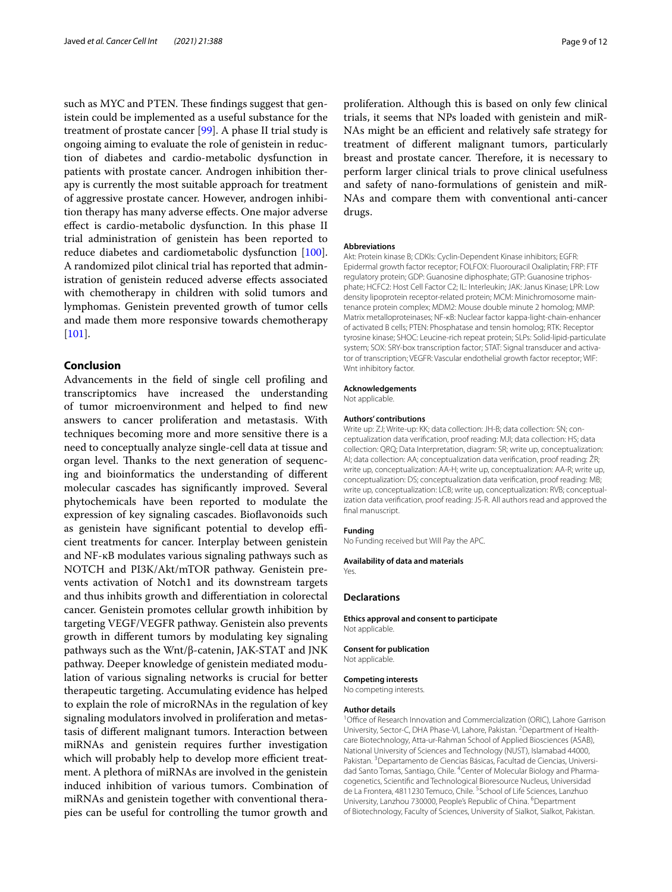such as MYC and PTEN. These findings suggest that genistein could be implemented as a useful substance for the treatment of prostate cancer [99]. A phase II trial study is ongoing aiming to evaluate the role of genistein in reduction of diabetes and cardio-metabolic dysfunction in patients with prostate cancer. Androgen inhibition therapy is currently the most suitable approach for treatment of aggressive prostate cancer. However, androgen inhibition therapy has many adverse effects. One major adverse effect is cardio-metabolic dysfunction. In this phase II trial administration of genistein has been reported to reduce diabetes and cardiometabolic dysfunction [100]. A randomized pilot clinical trial has reported that administration of genistein reduced adverse effects associated with chemotherapy in children with solid tumors and lymphomas. Genistein prevented growth of tumor cells and made them more responsive towards chemotherapy [101].

## Conclusion

Advancements in the field of single cell profiling and transcriptomics have increased the understanding of tumor microenvironment and helped to find new answers to cancer proliferation and metastasis. With techniques becoming more and more sensitive there is a need to conceptually analyze single-cell data at tissue and organ level. Thanks to the next generation of sequencing and bioinformatics the understanding of different molecular cascades has significantly improved. Several phytochemicals have been reported to modulate the expression of key signaling cascades. Bioflavonoids such as genistein have significant potential to develop efficient treatments for cancer. Interplay between genistein and NF-κB modulates various signaling pathways such as NOTCH and PI3K/Akt/mTOR pathway. Genistein prevents activation of Notch1 and its downstream targets and thus inhibits growth and differentiation in colorectal cancer. Genistein promotes cellular growth inhibition by targeting VEGF/VEGFR pathway. Genistein also prevents growth in different tumors by modulating key signaling pathways such as the Wnt/β-catenin, JAK-STAT and JNK pathway. Deeper knowledge of genistein mediated modulation of various signaling networks is crucial for better therapeutic targeting. Accumulating evidence has helped to explain the role of microRNAs in the regulation of key signaling modulators involved in proliferation and metastasis of different malignant tumors. Interaction between miRNAs and genistein requires further investigation which will probably help to develop more efficient treatment. A plethora of miRNAs are involved in the genistein induced inhibition of various tumors. Combination of miRNAs and genistein together with conventional therapies can be useful for controlling the tumor growth and proliferation. Although this is based on only few clinical trials, it seems that NPs loaded with genistein and miRNAs might be an efficient and relatively safe strategy for treatment of different malignant tumors, particularly breast and prostate cancer. Therefore, it is necessary to perform larger clinical trials to prove clinical usefulness and safety of nano-formulations of genistein and miRNAs and compare them with conventional anti-cancer drugs.

#### Abbreviations

Akt: Protein kinase B; CDKIs: Cyclin-Dependent Kinase inhibitors; EGFR: Epidermal growth factor receptor; FOLFOX: Fluorouracil Oxaliplatin; FRP: FTF regulatory protein; GDP: Guanosine diphosphate; GTP: Guanosine triphosphate; HCFC2: Host Cell Factor C2; IL: Interleukin; JAK: Janus Kinase; LPR: Low density lipoprotein receptor-related protein; MCM: Minichromosome maintenance protein complex; MDM2: Mouse double minute 2 homolog; MMP: Matrix metalloproteinases; NF-κB: Nuclear factor kappa-light-chain-enhancer of activated B cells; PTEN: Phosphatase and tensin homolog; RTK: Receptor tyrosine kinase; SHOC: Leucine-rich repeat protein; SLPs: Solid-lipid-particulate system; SOX: SRY-box transcription factor; STAT: Signal transducer and activator of transcription; VEGFR: Vascular endothelial growth factor receptor; WIF: Wnt inhibitory factor.

#### Acknowledgements

Not applicable.

#### Authors' contributions

Write up: ZJ; Write-up: KK; data collection: JH-B; data collection: SN; conceptualization data verification, proof reading: MJI; data collection: HS; data collection: QRQ; Data Interpretation, diagram: SR; write up, conceptualization: AI; data collection: AA; conceptualization data verification, proof reading: ŽR; write up, conceptualization: AA-H; write up, conceptualization: AA-R; write up, conceptualization: DS; conceptualization data verification, proof reading: MB; write up, conceptualization: LCB; write up, conceptualization: RVB; conceptualization data verification, proof reading: JS-R. All authors read and approved the final manuscript.

#### Funding

No Funding received but Will Pay the APC.

#### Availability of data and materials

Yes.

### Declarations

#### Ethics approval and consent to participate

Not applicable.

#### Consent for publication

Not applicable.

#### Competing interests

No competing interests.

#### Author details

[1]Office of Research Innovation and Commercialization (ORIC), Lahore Garrison University, Sector-C, DHA Phase-VI, Lahore, Pakistan. [2]Department of Healthcare Biotechnology, Atta-ur-Rahman School of Applied Biosciences (ASAB), National University of Sciences and Technology (NUST), Islamabad 44000, Pakistan. [3]Departamento de Ciencias Básicas, Facultad de Ciencias, Universidad Santo Tomas, Santiago, Chile. [4]Center of Molecular Biology and Pharmacogenetics, Scientific and Technological Bioresource Nucleus, Universidad de La Frontera, 4811230 Temuco, Chile. [5]School of Life Sciences, Lanzhuo University, Lanzhou 730000, People's Republic of China. [6]Department of Biotechnology, Faculty of Sciences, University of Sialkot, Sialkot, Pakistan.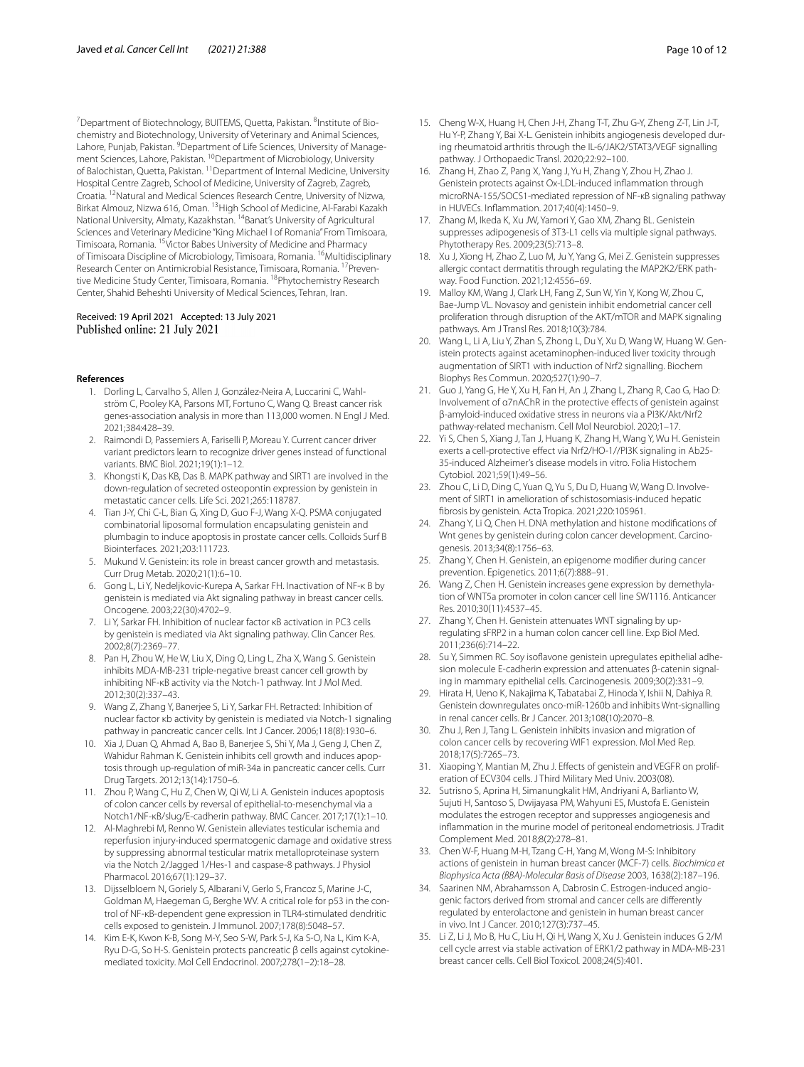[7]Department of Biotechnology, BUITEMS, Quetta, Pakistan. [8]Institute of Biochemistry and Biotechnology, University of Veterinary and Animal Sciences, Lahore, Punjab, Pakistan. [9]Department of Life Sciences, University of Management Sciences, Lahore, Pakistan. [10]Department of Microbiology, University of Balochistan, Quetta, Pakistan. [11]Department of Internal Medicine, University Hospital Centre Zagreb, School of Medicine, University of Zagreb, Zagreb, Croatia. [12]Natural and Medical Sciences Research Centre, University of Nizwa, Birkat Almouz, Nizwa 616, Oman. [13]High School of Medicine, Al-Farabi Kazakh National University, Almaty, Kazakhstan. [14]Banat's University of Agricultural Sciences and Veterinary Medicine "King Michael I of Romania" From Timisoara, Timisoara, Romania. [15]Victor Babes University of Medicine and Pharmacy of Timisoara Discipline of Microbiology, Timisoara, Romania. [16]Multidisciplinary Research Center on Antimicrobial Resistance, Timisoara, Romania. [17]Preventive Medicine Study Center, Timisoara, Romania. [18]Phytochemistry Research Center, Shahid Beheshti University of Medical Sciences, Tehran, Iran.

Received: 19 April 2021 Accepted: 13 July 2021
Published online: 21 July 2021

## References

1. Dorling L, Carvalho S, Allen J, González-Neira A, Luccarini C, Wahlström C, Pooley KA, Parsons MT, Fortuno C, Wang Q. Breast cancer risk genes-association analysis in more than 113,000 women. N Engl J Med. 2021;384:428–39.
2. Raimondi D, Passemiers A, Fariselli P, Moreau Y. Current cancer driver variant predictors learn to recognize driver genes instead of functional variants. BMC Biol. 2021;19(1):1–12.
3. Khongsti K, Das KB, Das B. MAPK pathway and SIRT1 are involved in the down-regulation of secreted osteopontin expression by genistein in metastatic cancer cells. Life Sci. 2021;265:118787.
4. Tian J-Y, Chi C-L, Bian G, Xing D, Guo F-J, Wang X-Q. PSMA conjugated combinatorial liposomal formulation encapsulating genistein and plumbagin to induce apoptosis in prostate cancer cells. Colloids Surf B Biointerfaces. 2021;203:111723.
5. Mukund V. Genistein: its role in breast cancer growth and metastasis. Curr Drug Metab. 2020;21(1):6–10.
6. Gong L, Li Y, Nedeljkovic-Kurepa A, Sarkar FH. Inactivation of NF-κ B by genistein is mediated via Akt signaling pathway in breast cancer cells. Oncogene. 2003;22(30):4702–9.
7. Li Y, Sarkar FH. Inhibition of nuclear factor κB activation in PC3 cells by genistein is mediated via Akt signaling pathway. Clin Cancer Res. 2002;8(7):2369–77.
8. Pan H, Zhou W, He W, Liu X, Ding Q, Ling L, Zha X, Wang S. Genistein inhibits MDA-MB-231 triple-negative breast cancer cell growth by inhibiting NF-κB activity via the Notch-1 pathway. Int J Mol Med. 2012;30(2):337–43.
9. Wang Z, Zhang Y, Banerjee S, Li Y, Sarkar FH. Retracted: Inhibition of nuclear factor κb activity by genistein is mediated via Notch-1 signaling pathway in pancreatic cancer cells. Int J Cancer. 2006;118(8):1930–6.
10. Xia J, Duan Q, Ahmad A, Bao B, Banerjee S, Shi Y, Ma J, Geng J, Chen Z, Wahidur Rahman K. Genistein inhibits cell growth and induces apoptosis through up-regulation of miR-34a in pancreatic cancer cells. Curr Drug Targets. 2012;13(14):1750–6.
11. Zhou P, Wang C, Hu Z, Chen W, Qi W, Li A. Genistein induces apoptosis of colon cancer cells by reversal of epithelial-to-mesenchymal via a Notch1/NF-κB/slug/E-cadherin pathway. BMC Cancer. 2017;17(1):1–10.
12. Al-Maghrebi M, Renno W. Genistein alleviates testicular ischemia and reperfusion injury-induced spermatogenic damage and oxidative stress by suppressing abnormal testicular matrix metalloproteinase system via the Notch 2/Jagged 1/Hes-1 and caspase-8 pathways. J Physiol Pharmacol. 2016;67(1):129–37.
13. Dijsselbloem N, Goriely S, Albarani V, Gerlo S, Francoz S, Marine J-C, Goldman M, Haegeman G, Berghe WV. A critical role for p53 in the control of NF-κB-dependent gene expression in TLR4-stimulated dendritic cells exposed to genistein. J Immunol. 2007;178(8):5048–57.
14. Kim E-K, Kwon K-B, Song M-Y, Seo S-W, Park S-J, Ka S-O, Na L, Kim K-A, Ryu D-G, So H-S. Genistein protects pancreatic β cells against cytokine-mediated toxicity. Mol Cell Endocrinol. 2007;278(1–2):18–28.
15. Cheng W-X, Huang H, Chen J-H, Zhang T-T, Zhu G-Y, Zheng Z-T, Lin J-T, Hu Y-P, Zhang Y, Bai X-L. Genistein inhibits angiogenesis developed during rheumatoid arthritis through the IL-6/JAK2/STAT3/VEGF signalling pathway. J Orthopaedic Transl. 2020;22:92–100.
16. Zhang H, Zhao Z, Pang X, Yang J, Yu H, Zhang Y, Zhou H, Zhao J. Genistein protects against Ox-LDL-induced inflammation through microRNA-155/SOCS1-mediated repression of NF-κB signaling pathway in HUVECs. Inflammation. 2017;40(4):1450–9.
17. Zhang M, Ikeda K, Xu JW, Yamori Y, Gao XM, Zhang BL. Genistein suppresses adipogenesis of 3T3-L1 cells via multiple signal pathways. Phytotherapy Res. 2009;23(5):713–8.
18. Xu J, Xiong H, Zhao Z, Luo M, Ju Y, Yang G, Mei Z. Genistein suppresses allergic contact dermatitis through regulating the MAP2K2/ERK pathway. Food Function. 2021;12:4556–69.
19. Malloy KM, Wang J, Clark LH, Fang Z, Sun W, Yin Y, Kong W, Zhou C, Bae-Jump VL. Novasoy and genistein inhibit endometrial cancer cell proliferation through disruption of the AKT/mTOR and MAPK signaling pathways. Am J Transl Res. 2018;10(3):784.
20. Wang L, Li A, Liu Y, Zhan S, Zhong L, Du Y, Xu D, Wang W, Huang W. Genistein protects against acetaminophen-induced liver toxicity through augmentation of SIRT1 with induction of Nrf2 signalling. Biochem Biophys Res Commun. 2020;527(1):90–7.
21. Guo J, Yang G, He Y, Xu H, Fan H, An J, Zhang L, Zhang R, Cao G, Hao D: Involvement of α7nAChR in the protective effects of genistein against β-amyloid-induced oxidative stress in neurons via a PI3K/Akt/Nrf2 pathway-related mechanism. Cell Mol Neurobiol. 2020;1–17.
22. Yi S, Chen S, Xiang J, Tan J, Huang K, Zhang H, Wang Y, Wu H. Genistein exerts a cell-protective effect via Nrf2/HO-1//PI3K signaling in Ab25-35-induced Alzheimer's disease models in vitro. Folia Histochem Cytobiol. 2021;59(1):49–56.
23. Zhou C, Li D, Ding C, Yuan Q, Yu S, Du D, Huang W, Wang D. Involvement of SIRT1 in amelioration of schistosomiasis-induced hepatic fibrosis by genistein. Acta Tropica. 2021;220:105961.
24. Zhang Y, Li Q, Chen H. DNA methylation and histone modifications of Wnt genes by genistein during colon cancer development. Carcinogenesis. 2013;34(8):1756–63.
25. Zhang Y, Chen H. Genistein, an epigenome modifier during cancer prevention. Epigenetics. 2011;6(7):888–91.
26. Wang Z, Chen H. Genistein increases gene expression by demethylation of WNT5a promoter in colon cancer cell line SW1116. Anticancer Res. 2010;30(11):4537–45.
27. Zhang Y, Chen H. Genistein attenuates WNT signaling by up-regulating sFRP2 in a human colon cancer cell line. Exp Biol Med. 2011;236(6):714–22.
28. Su Y, Simmen RC. Soy isoflavone genistein upregulates epithelial adhesion molecule E-cadherin expression and attenuates β-catenin signaling in mammary epithelial cells. Carcinogenesis. 2009;30(2):331–9.
29. Hirata H, Ueno K, Nakajima K, Tabatabai Z, Hinoda Y, Ishii N, Dahiya R. Genistein downregulates onco-miR-1260b and inhibits Wnt-signalling in renal cancer cells. Br J Cancer. 2013;108(10):2070–8.
30. Zhu J, Ren J, Tang L. Genistein inhibits invasion and migration of colon cancer cells by recovering WIF1 expression. Mol Med Rep. 2018;17(5):7265–73.
31. Xiaoping Y, Mantian M, Zhu J. Effects of genistein and VEGFR on proliferation of ECV304 cells. J Third Military Med Univ. 2003(08).
32. Sutrisno S, Aprina H, Simanungkalit HM, Andriyani A, Barlianto W, Sujuti H, Santoso S, Dwijayasa PM, Wahyuni ES, Mustofa E. Genistein modulates the estrogen receptor and suppresses angiogenesis and inflammation in the murine model of peritoneal endometriosis. J Tradit Complement Med. 2018;8(2):278–81.
33. Chen W-F, Huang M-H, Tzang C-H, Yang M, Wong M-S: Inhibitory actions of genistein in human breast cancer (MCF-7) cells. *Biochimica et Biophysica Acta (BBA)-Molecular Basis of Disease* 2003, 1638(2):187–196.
34. Saarinen NM, Abrahamsson A, Dabrosin C. Estrogen-induced angiogenic factors derived from stromal and cancer cells are differently regulated by enterolactone and genistein in human breast cancer in vivo. Int J Cancer. 2010;127(3):737–45.
35. Li Z, Li J, Mo B, Hu C, Liu H, Qi H, Wang X, Xu J. Genistein induces G 2/M cell cycle arrest via stable activation of ERK1/2 pathway in MDA-MB-231 breast cancer cells. Cell Biol Toxicol. 2008;24(5):401.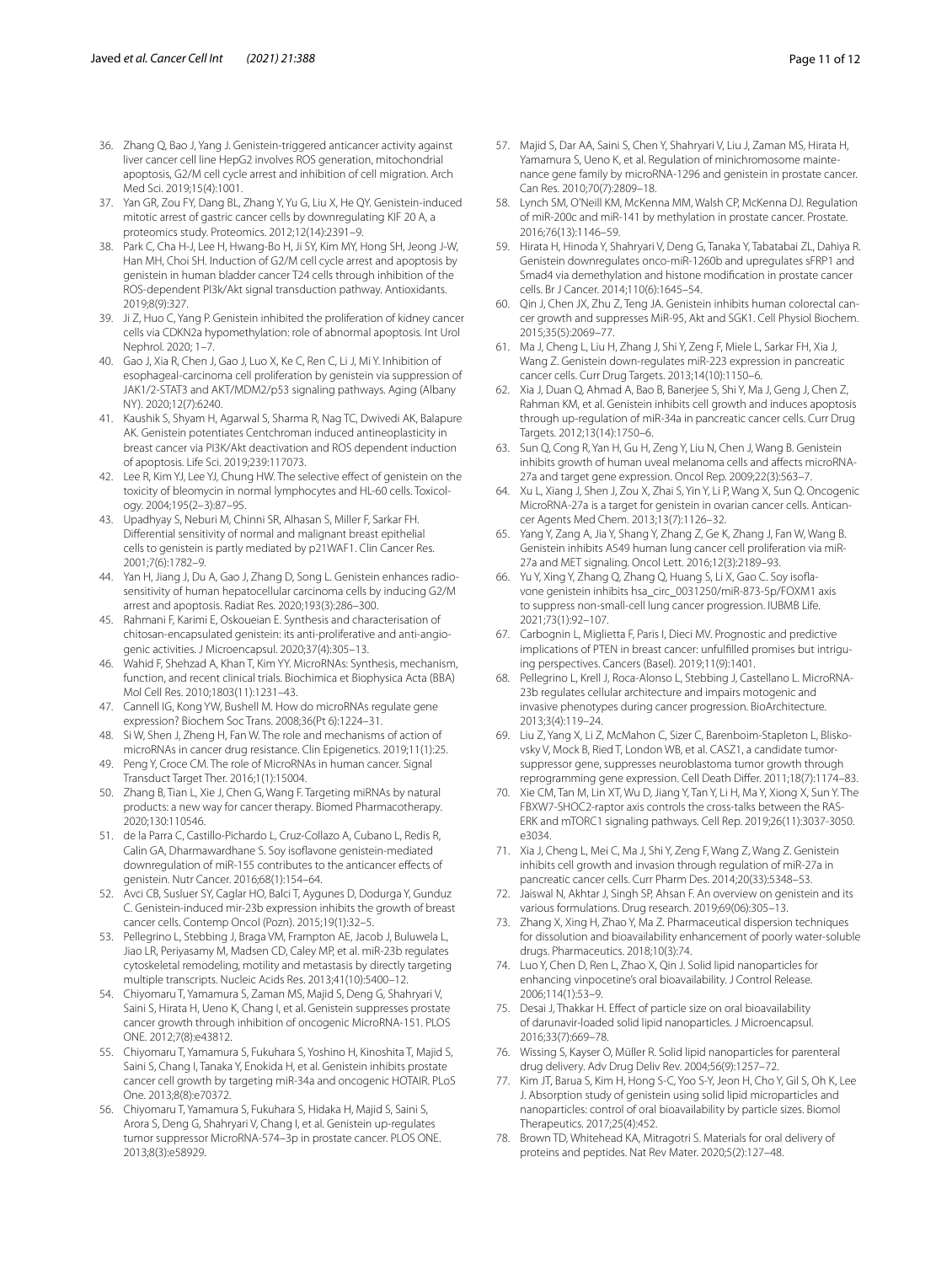36. Zhang Q, Bao J, Yang J. Genistein-triggered anticancer activity against liver cancer cell line HepG2 involves ROS generation, mitochondrial apoptosis, G2/M cell cycle arrest and inhibition of cell migration. Arch Med Sci. 2019;15(4):1001.
37. Yan GR, Zou FY, Dang BL, Zhang Y, Yu G, Liu X, He QY. Genistein-induced mitotic arrest of gastric cancer cells by downregulating KIF 20 A, a proteomics study. Proteomics. 2012;12(14):2391–9.
38. Park C, Cha H-J, Lee H, Hwang-Bo H, Ji SY, Kim MY, Hong SH, Jeong J-W, Han MH, Choi SH. Induction of G2/M cell cycle arrest and apoptosis by genistein in human bladder cancer T24 cells through inhibition of the ROS-dependent PI3k/Akt signal transduction pathway. Antioxidants. 2019;8(9):327.
39. Ji Z, Huo C, Yang P. Genistein inhibited the proliferation of kidney cancer cells via CDKN2a hypomethylation: role of abnormal apoptosis. Int Urol Nephrol. 2020; 1–7.
40. Gao J, Xia R, Chen J, Gao J, Luo X, Ke C, Ren C, Li J, Mi Y. Inhibition of esophageal-carcinoma cell proliferation by genistein via suppression of JAK1/2-STAT3 and AKT/MDM2/p53 signaling pathways. Aging (Albany NY). 2020;12(7):6240.
41. Kaushik S, Shyam H, Agarwal S, Sharma R, Nag TC, Dwivedi AK, Balapure AK. Genistein potentiates Centchroman induced antineoplasticity in breast cancer via PI3K/Akt deactivation and ROS dependent induction of apoptosis. Life Sci. 2019;239:117073.
42. Lee R, Kim YJ, Lee YJ, Chung HW. The selective effect of genistein on the toxicity of bleomycin in normal lymphocytes and HL-60 cells. Toxicology. 2004;195(2–3):87–95.
43. Upadhyay S, Neburi M, Chinni SR, Alhasan S, Miller F, Sarkar FH. Differential sensitivity of normal and malignant breast epithelial cells to genistein is partly mediated by p21WAF1. Clin Cancer Res. 2001;7(6):1782–9.
44. Yan H, Jiang J, Du A, Gao J, Zhang D, Song L. Genistein enhances radiosensitivity of human hepatocellular carcinoma cells by inducing G2/M arrest and apoptosis. Radiat Res. 2020;193(3):286–300.
45. Rahmani F, Karimi E, Oskoueian E. Synthesis and characterisation of chitosan-encapsulated genistein: its anti-proliferative and anti-angiogenic activities. J Microencapsul. 2020;37(4):305–13.
46. Wahid F, Shehzad A, Khan T, Kim YY. MicroRNAs: Synthesis, mechanism, function, and recent clinical trials. Biochimica et Biophysica Acta (BBA) Mol Cell Res. 2010;1803(11):1231–43.
47. Cannell IG, Kong YW, Bushell M. How do microRNAs regulate gene expression? Biochem Soc Trans. 2008;36(Pt 6):1224–31.
48. Si W, Shen J, Zheng H, Fan W. The role and mechanisms of action of microRNAs in cancer drug resistance. Clin Epigenetics. 2019;11(1):25.
49. Peng Y, Croce CM. The role of MicroRNAs in human cancer. Signal Transduct Target Ther. 2016;1(1):15004.
50. Zhang B, Tian L, Xie J, Chen G, Wang F. Targeting miRNAs by natural products: a new way for cancer therapy. Biomed Pharmacotherapy. 2020;130:110546.
51. de la Parra C, Castillo-Pichardo L, Cruz-Collazo A, Cubano L, Redis R, Calin GA, Dharmawardhane S. Soy isoflavone genistein-mediated downregulation of miR-155 contributes to the anticancer effects of genistein. Nutr Cancer. 2016;68(1):154–64.
52. Avci CB, Susluer SY, Caglar HO, Balci T, Aygunes D, Dodurga Y, Gunduz C. Genistein-induced mir-23b expression inhibits the growth of breast cancer cells. Contemp Oncol (Pozn). 2015;19(1):32–5.
53. Pellegrino L, Stebbing J, Braga VM, Frampton AE, Jacob J, Buluwela L, Jiao LR, Periyasamy M, Madsen CD, Caley MP, et al. miR-23b regulates cytoskeletal remodeling, motility and metastasis by directly targeting multiple transcripts. Nucleic Acids Res. 2013;41(10):5400–12.
54. Chiyomaru T, Yamamura S, Zaman MS, Majid S, Deng G, Shahryari V, Saini S, Hirata H, Ueno K, Chang I, et al. Genistein suppresses prostate cancer growth through inhibition of oncogenic MicroRNA-151. PLOS ONE. 2012;7(8):e43812.
55. Chiyomaru T, Yamamura S, Fukuhara S, Yoshino H, Kinoshita T, Majid S, Saini S, Chang I, Tanaka Y, Enokida H, et al. Genistein inhibits prostate cancer cell growth by targeting miR-34a and oncogenic HOTAIR. PLoS One. 2013;8(8):e70372.
56. Chiyomaru T, Yamamura S, Fukuhara S, Hidaka H, Majid S, Saini S, Arora S, Deng G, Shahryari V, Chang I, et al. Genistein up-regulates tumor suppressor MicroRNA-574–3p in prostate cancer. PLOS ONE. 2013;8(3):e58929.
57. Majid S, Dar AA, Saini S, Chen Y, Shahryari V, Liu J, Zaman MS, Hirata H, Yamamura S, Ueno K, et al. Regulation of minichromosome maintenance gene family by microRNA-1296 and genistein in prostate cancer. Can Res. 2010;70(7):2809–18.
58. Lynch SM, O'Neill KM, McKenna MM, Walsh CP, McKenna DJ. Regulation of miR-200c and miR-141 by methylation in prostate cancer. Prostate. 2016;76(13):1146–59.
59. Hirata H, Hinoda Y, Shahryari V, Deng G, Tanaka Y, Tabatabai ZL, Dahiya R. Genistein downregulates onco-miR-1260b and upregulates sFRP1 and Smad4 via demethylation and histone modification in prostate cancer cells. Br J Cancer. 2014;110(6):1645–54.
60. Qin J, Chen JX, Zhu Z, Teng JA. Genistein inhibits human colorectal cancer growth and suppresses MiR-95, Akt and SGK1. Cell Physiol Biochem. 2015;35(5):2069–77.
61. Ma J, Cheng L, Liu H, Zhang J, Shi Y, Zeng F, Miele L, Sarkar FH, Xia J, Wang Z. Genistein down-regulates miR-223 expression in pancreatic cancer cells. Curr Drug Targets. 2013;14(10):1150–6.
62. Xia J, Duan Q, Ahmad A, Bao B, Banerjee S, Shi Y, Ma J, Geng J, Chen Z, Rahman KM, et al. Genistein inhibits cell growth and induces apoptosis through up-regulation of miR-34a in pancreatic cancer cells. Curr Drug Targets. 2012;13(14):1750–6.
63. Sun Q, Cong R, Yan H, Gu H, Zeng Y, Liu N, Chen J, Wang B. Genistein inhibits growth of human uveal melanoma cells and affects microRNA-27a and target gene expression. Oncol Rep. 2009;22(3):563–7.
64. Xu L, Xiang J, Shen J, Zou X, Zhai S, Yin Y, Li P, Wang X, Sun Q. Oncogenic MicroRNA-27a is a target for genistein in ovarian cancer cells. Anticancer Agents Med Chem. 2013;13(7):1126–32.
65. Yang Y, Zang A, Jia Y, Shang Y, Zhang Z, Ge K, Zhang J, Fan W, Wang B. Genistein inhibits A549 human lung cancer cell proliferation via miR-27a and MET signaling. Oncol Lett. 2016;12(3):2189–93.
66. Yu Y, Xing Y, Zhang Q, Zhang Q, Huang S, Li X, Gao C. Soy isoflavone genistein inhibits hsa_circ_0031250/miR-873-5p/FOXM1 axis to suppress non-small-cell lung cancer progression. IUBMB Life. 2021;73(1):92–107.
67. Carbognin L, Miglietta F, Paris I, Dieci MV. Prognostic and predictive implications of PTEN in breast cancer: unfulfilled promises but intriguing perspectives. Cancers (Basel). 2019;11(9):1401.
68. Pellegrino L, Krell J, Roca-Alonso L, Stebbing J, Castellano L. MicroRNA-23b regulates cellular architecture and impairs motogenic and invasive phenotypes during cancer progression. BioArchitecture. 2013;3(4):119–24.
69. Liu Z, Yang X, Li Z, McMahon C, Sizer C, Barenboim-Stapleton L, Bliskovsky V, Mock B, Ried T, London WB, et al. CASZ1, a candidate tumor-suppressor gene, suppresses neuroblastoma tumor growth through reprogramming gene expression. Cell Death Differ. 2011;18(7):1174–83.
70. Xie CM, Tan M, Lin XT, Wu D, Jiang Y, Tan Y, Li H, Ma Y, Xiong X, Sun Y. The FBXW7-SHOC2-raptor axis controls the cross-talks between the RAS-ERK and mTORC1 signaling pathways. Cell Rep. 2019;26(11):3037-3050. e3034.
71. Xia J, Cheng L, Mei C, Ma J, Shi Y, Zeng F, Wang Z, Wang Z. Genistein inhibits cell growth and invasion through regulation of miR-27a in pancreatic cancer cells. Curr Pharm Des. 2014;20(33):5348–53.
72. Jaiswal N, Akhtar J, Singh SP, Ahsan F. An overview on genistein and its various formulations. Drug research. 2019;69(06):305–13.
73. Zhang X, Xing H, Zhao Y, Ma Z. Pharmaceutical dispersion techniques for dissolution and bioavailability enhancement of poorly water-soluble drugs. Pharmaceutics. 2018;10(3):74.
74. Luo Y, Chen D, Ren L, Zhao X, Qin J. Solid lipid nanoparticles for enhancing vinpocetine's oral bioavailability. J Control Release. 2006;114(1):53–9.
75. Desai J, Thakkar H. Effect of particle size on oral bioavailability of darunavir-loaded solid lipid nanoparticles. J Microencapsul. 2016;33(7):669–78.
76. Wissing S, Kayser O, Müller R. Solid lipid nanoparticles for parenteral drug delivery. Adv Drug Deliv Rev. 2004;56(9):1257–72.
77. Kim JT, Barua S, Kim H, Hong S-C, Yoo S-Y, Jeon H, Cho Y, Gil S, Oh K, Lee J. Absorption study of genistein using solid lipid microparticles and nanoparticles: control of oral bioavailability by particle sizes. Biomol Therapeutics. 2017;25(4):452.
78. Brown TD, Whitehead KA, Mitragotri S. Materials for oral delivery of proteins and peptides. Nat Rev Mater. 2020;5(2):127–48.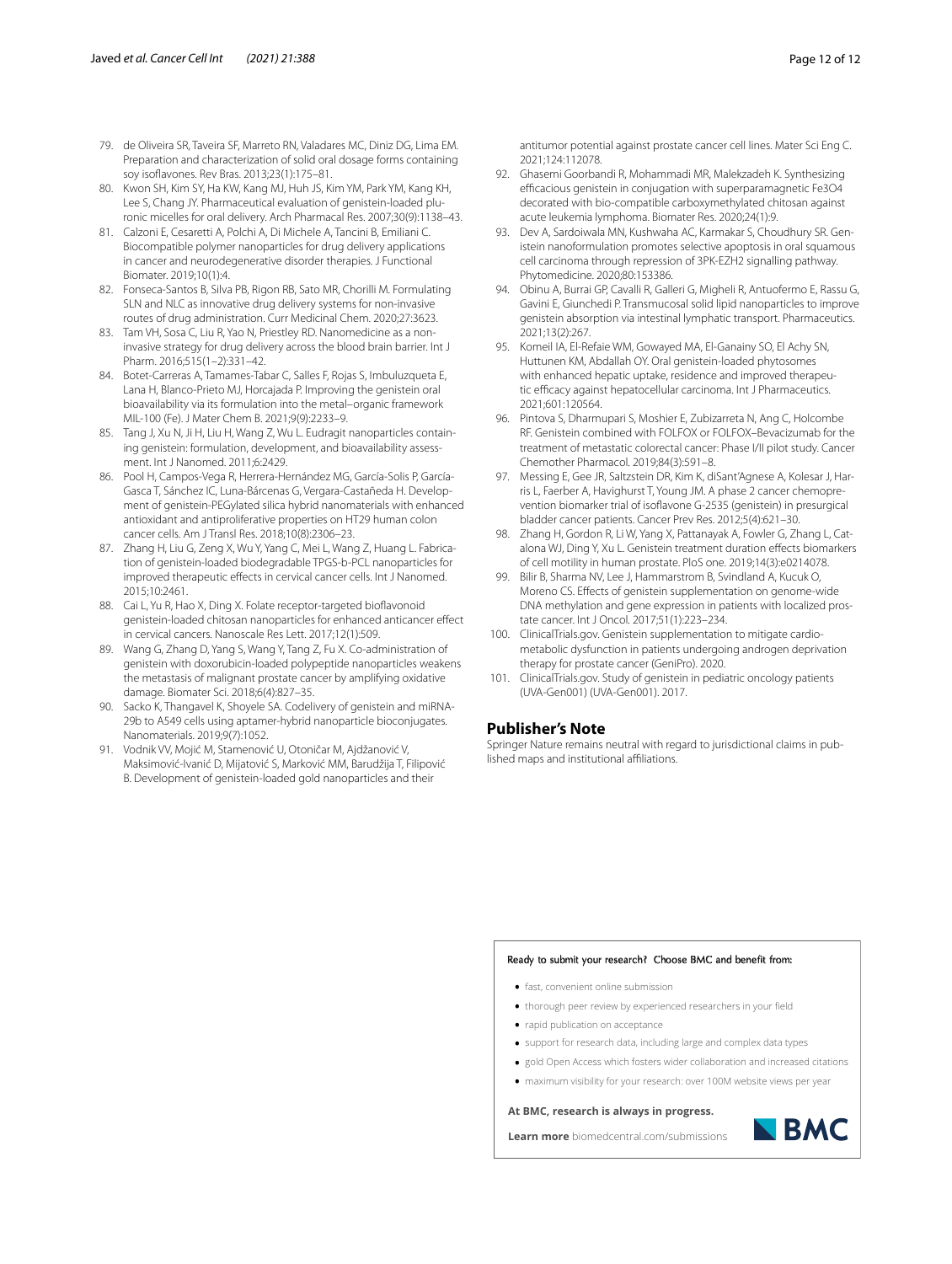79. de Oliveira SR, Taveira SF, Marreto RN, Valadares MC, Diniz DG, Lima EM. Preparation and characterization of solid oral dosage forms containing soy isoflavones. Rev Bras. 2013;23(1):175–81.
80. Kwon SH, Kim SY, Ha KW, Kang MJ, Huh JS, Kim YM, Park YM, Kang KH, Lee S, Chang JY. Pharmaceutical evaluation of genistein-loaded pluronic micelles for oral delivery. Arch Pharmacal Res. 2007;30(9):1138–43.
81. Calzoni E, Cesaretti A, Polchi A, Di Michele A, Tancini B, Emiliani C. Biocompatible polymer nanoparticles for drug delivery applications in cancer and neurodegenerative disorder therapies. J Functional Biomater. 2019;10(1):4.
82. Fonseca-Santos B, Silva PB, Rigon RB, Sato MR, Chorilli M. Formulating SLN and NLC as innovative drug delivery systems for non-invasive routes of drug administration. Curr Medicinal Chem. 2020;27:3623.
83. Tam VH, Sosa C, Liu R, Yao N, Priestley RD. Nanomedicine as a non-invasive strategy for drug delivery across the blood brain barrier. Int J Pharm. 2016;515(1–2):331–42.
84. Botet-Carreras A, Tamames-Tabar C, Salles F, Rojas S, Imbuluzqueta E, Lana H, Blanco-Prieto MJ, Horcajada P. Improving the genistein oral bioavailability via its formulation into the metal–organic framework MIL-100 (Fe). J Mater Chem B. 2021;9(9):2233–9.
85. Tang J, Xu N, Ji H, Liu H, Wang Z, Wu L. Eudragit nanoparticles containing genistein: formulation, development, and bioavailability assessment. Int J Nanomed. 2011;6:2429.
86. Pool H, Campos-Vega R, Herrera-Hernández MG, García-Solis P, García-Gasca T, Sánchez IC, Luna-Bárcenas G, Vergara-Castañeda H. Development of genistein-PEGylated silica hybrid nanomaterials with enhanced antioxidant and antiproliferative properties on HT29 human colon cancer cells. Am J Transl Res. 2018;10(8):2306–23.
87. Zhang H, Liu G, Zeng X, Wu Y, Yang C, Mei L, Wang Z, Huang L. Fabrication of genistein-loaded biodegradable TPGS-b-PCL nanoparticles for improved therapeutic effects in cervical cancer cells. Int J Nanomed. 2015;10:2461.
88. Cai L, Yu R, Hao X, Ding X. Folate receptor-targeted bioflavonoid genistein-loaded chitosan nanoparticles for enhanced anticancer effect in cervical cancers. Nanoscale Res Lett. 2017;12(1):509.
89. Wang G, Zhang D, Yang S, Wang Y, Tang Z, Fu X. Co-administration of genistein with doxorubicin-loaded polypeptide nanoparticles weakens the metastasis of malignant prostate cancer by amplifying oxidative damage. Biomater Sci. 2018;6(4):827–35.
90. Sacko K, Thangavel K, Shoyele SA. Codelivery of genistein and miRNA-29b to A549 cells using aptamer-hybrid nanoparticle bioconjugates. Nanomaterials. 2019;9(7):1052.
91. Vodnik VV, Mojić M, Stamenović U, Otoničar M, Ajdžanović V, Maksimović-Ivanić D, Mijatović S, Marković MM, Barudžija T, Filipović B. Development of genistein-loaded gold nanoparticles and their antitumor potential against prostate cancer cell lines. Mater Sci Eng C. 2021;124:112078.
92. Ghasemi Goorbandi R, Mohammadi MR, Malekzadeh K. Synthesizing efficacious genistein in conjugation with superparamagnetic Fe3O4 decorated with bio-compatible carboxymethylated chitosan against acute leukemia lymphoma. Biomater Res. 2020;24(1):9.
93. Dev A, Sardoiwala MN, Kushwaha AC, Karmakar S, Choudhury SR. Genistein nanoformulation promotes selective apoptosis in oral squamous cell carcinoma through repression of 3PK-EZH2 signalling pathway. Phytomedicine. 2020;80:153386.
94. Obinu A, Burrai GP, Cavalli R, Galleri G, Migheli R, Antuofermo E, Rassu G, Gavini E, Giunchedi P. Transmucosal solid lipid nanoparticles to improve genistein absorption via intestinal lymphatic transport. Pharmaceutics. 2021;13(2):267.
95. Komeil IA, El-Refaie WM, Gowayed MA, El-Ganainy SO, El Achy SN, Huttunen KM, Abdallah OY. Oral genistein-loaded phytosomes with enhanced hepatic uptake, residence and improved therapeutic efficacy against hepatocellular carcinoma. Int J Pharmaceutics. 2021;601:120564.
96. Pintova S, Dharmupari S, Moshier E, Zubizarreta N, Ang C, Holcombe RF. Genistein combined with FOLFOX or FOLFOX–Bevacizumab for the treatment of metastatic colorectal cancer: Phase I/II pilot study. Cancer Chemother Pharmacol. 2019;84(3):591–8.
97. Messing E, Gee JR, Saltzstein DR, Kim K, diSant'Agnese A, Kolesar J, Harris L, Faerber A, Havighurst T, Young JM. A phase 2 cancer chemoprevention biomarker trial of isoflavone G-2535 (genistein) in presurgical bladder cancer patients. Cancer Prev Res. 2012;5(4):621–30.
98. Zhang H, Gordon R, Li W, Yang X, Pattanayak A, Fowler G, Zhang L, Catalona WJ, Ding Y, Xu L. Genistein treatment duration effects biomarkers of cell motility in human prostate. PloS one. 2019;14(3):e0214078.
99. Bilir B, Sharma NV, Lee J, Hammarstrom B, Svindland A, Kucuk O, Moreno CS. Effects of genistein supplementation on genome-wide DNA methylation and gene expression in patients with localized prostate cancer. Int J Oncol. 2017;51(1):223–234.
100. ClinicalTrials.gov. Genistein supplementation to mitigate cardio-metabolic dysfunction in patients undergoing androgen deprivation therapy for prostate cancer (GeniPro). 2020.
101. ClinicalTrials.gov. Study of genistein in pediatric oncology patients (UVA-Gen001) (UVA-Gen001). 2017.

## Publisher's Note

Springer Nature remains neutral with regard to jurisdictional claims in published maps and institutional affiliations.

Ready to submit your research? Choose BMC and benefit from:

- fast, convenient online submission
- thorough peer review by experienced researchers in your field
- rapid publication on acceptance
- support for research data, including large and complex data types
- gold Open Access which fosters wider collaboration and increased citations
- maximum visibility for your research: over 100M website views per year

**At BMC, research is always in progress.**

**Learn more** biomedcentral.com/submissions

BMC